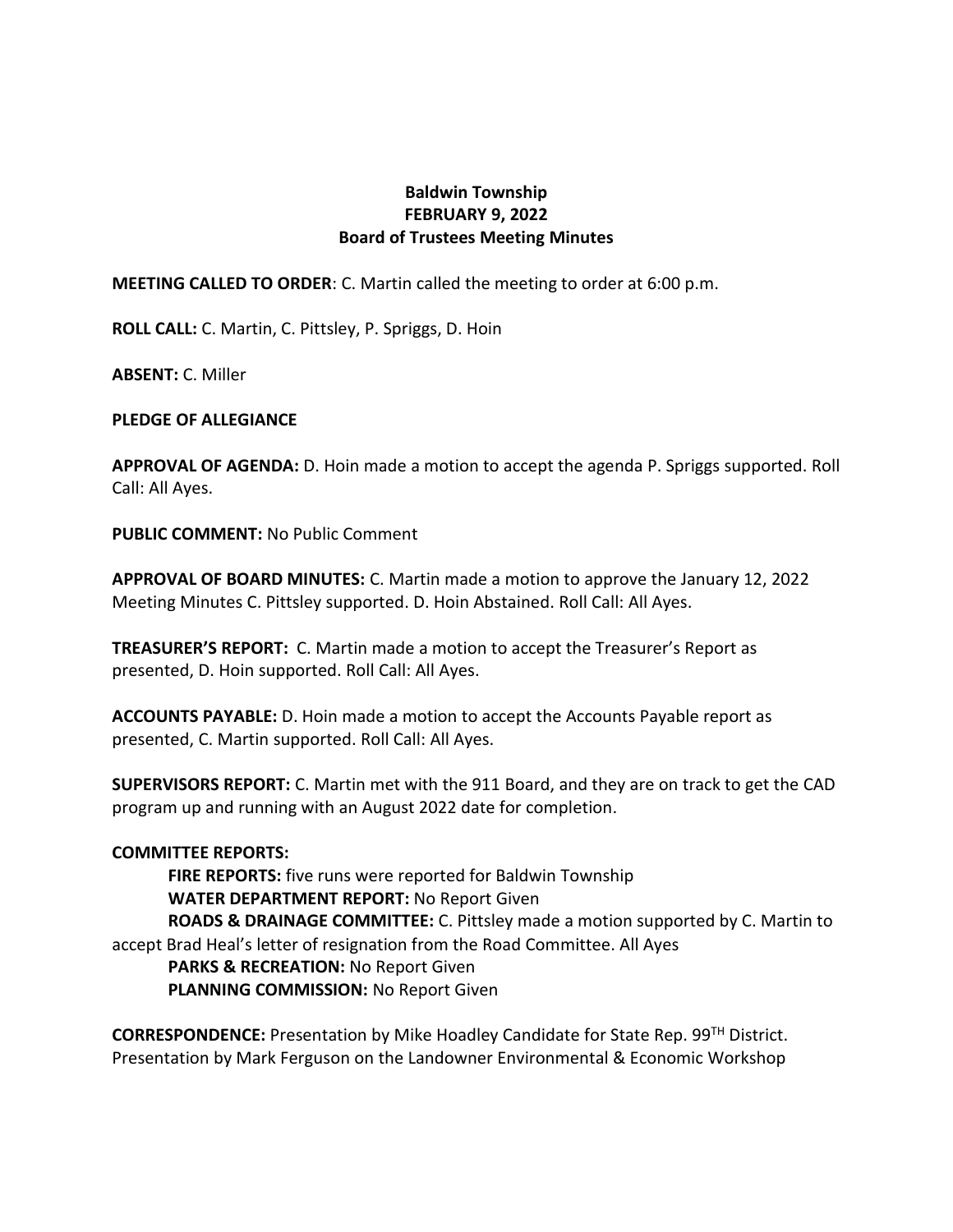# Baldwin Township
## FEBRUARY 9, 2022
## Board of Trustees Meeting Minutes

**MEETING CALLED TO ORDER**: C. Martin called the meeting to order at 6:00 p.m.

**ROLL CALL:** C. Martin, C. Pittsley, P. Spriggs, D. Hoin

**ABSENT:** C. Miller

**PLEDGE OF ALLEGIANCE**

**APPROVAL OF AGENDA:** D. Hoin made a motion to accept the agenda P. Spriggs supported. Roll Call: All Ayes.

**PUBLIC COMMENT:** No Public Comment

**APPROVAL OF BOARD MINUTES:** C. Martin made a motion to approve the January 12, 2022 Meeting Minutes C. Pittsley supported. D. Hoin Abstained. Roll Call: All Ayes.

**TREASURER'S REPORT:** C. Martin made a motion to accept the Treasurer's Report as presented, D. Hoin supported. Roll Call: All Ayes.

**ACCOUNTS PAYABLE:** D. Hoin made a motion to accept the Accounts Payable report as presented, C. Martin supported. Roll Call: All Ayes.

**SUPERVISORS REPORT:** C. Martin met with the 911 Board, and they are on track to get the CAD program up and running with an August 2022 date for completion.

**COMMITTEE REPORTS:**

**FIRE REPORTS:** five runs were reported for Baldwin Township

**WATER DEPARTMENT REPORT:** No Report Given

**ROADS & DRAINAGE COMMITTEE:** C. Pittsley made a motion supported by C. Martin to accept Brad Heal's letter of resignation from the Road Committee. All Ayes

**PARKS & RECREATION:** No Report Given

**PLANNING COMMISSION:** No Report Given

**CORRESPONDENCE:** Presentation by Mike Hoadley Candidate for State Rep. 99TH District. Presentation by Mark Ferguson on the Landowner Environmental & Economic Workshop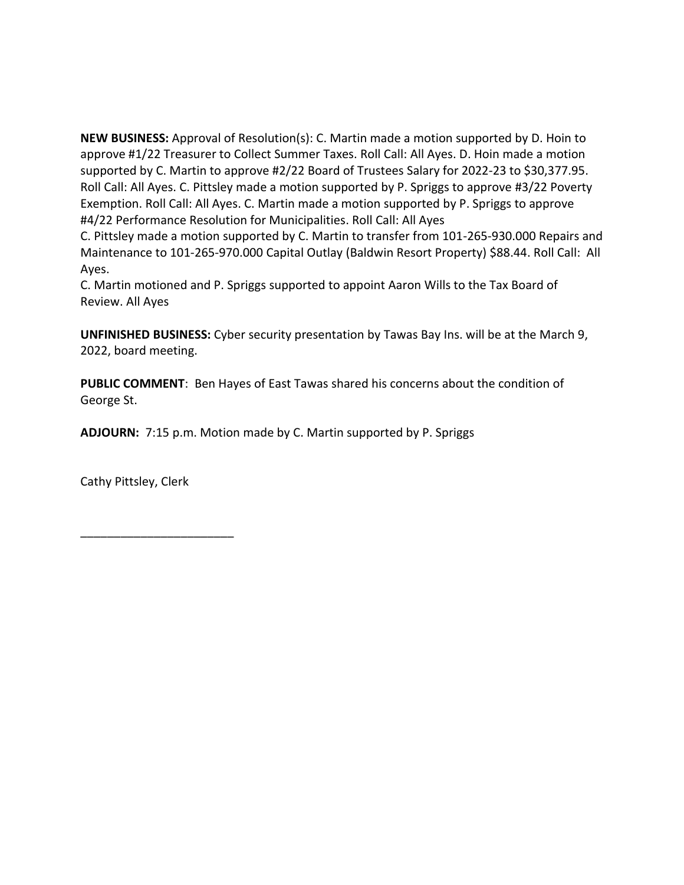**NEW BUSINESS:** Approval of Resolution(s): C. Martin made a motion supported by D. Hoin to approve #1/22 Treasurer to Collect Summer Taxes. Roll Call: All Ayes. D. Hoin made a motion supported by C. Martin to approve #2/22 Board of Trustees Salary for 2022-23 to $30,377.95. Roll Call: All Ayes. C. Pittsley made a motion supported by P. Spriggs to approve #3/22 Poverty Exemption. Roll Call: All Ayes. C. Martin made a motion supported by P. Spriggs to approve #4/22 Performance Resolution for Municipalities. Roll Call: All Ayes

C. Pittsley made a motion supported by C. Martin to transfer from 101-265-930.000 Repairs and Maintenance to 101-265-970.000 Capital Outlay (Baldwin Resort Property) $88.44. Roll Call: All Ayes.

C. Martin motioned and P. Spriggs supported to appoint Aaron Wills to the Tax Board of Review. All Ayes

**UNFINISHED BUSINESS:** Cyber security presentation by Tawas Bay Ins. will be at the March 9, 2022, board meeting.

**PUBLIC COMMENT**: Ben Hayes of East Tawas shared his concerns about the condition of George St.

**ADJOURN:** 7:15 p.m. Motion made by C. Martin supported by P. Spriggs

Cathy Pittsley, Clerk

_______________________